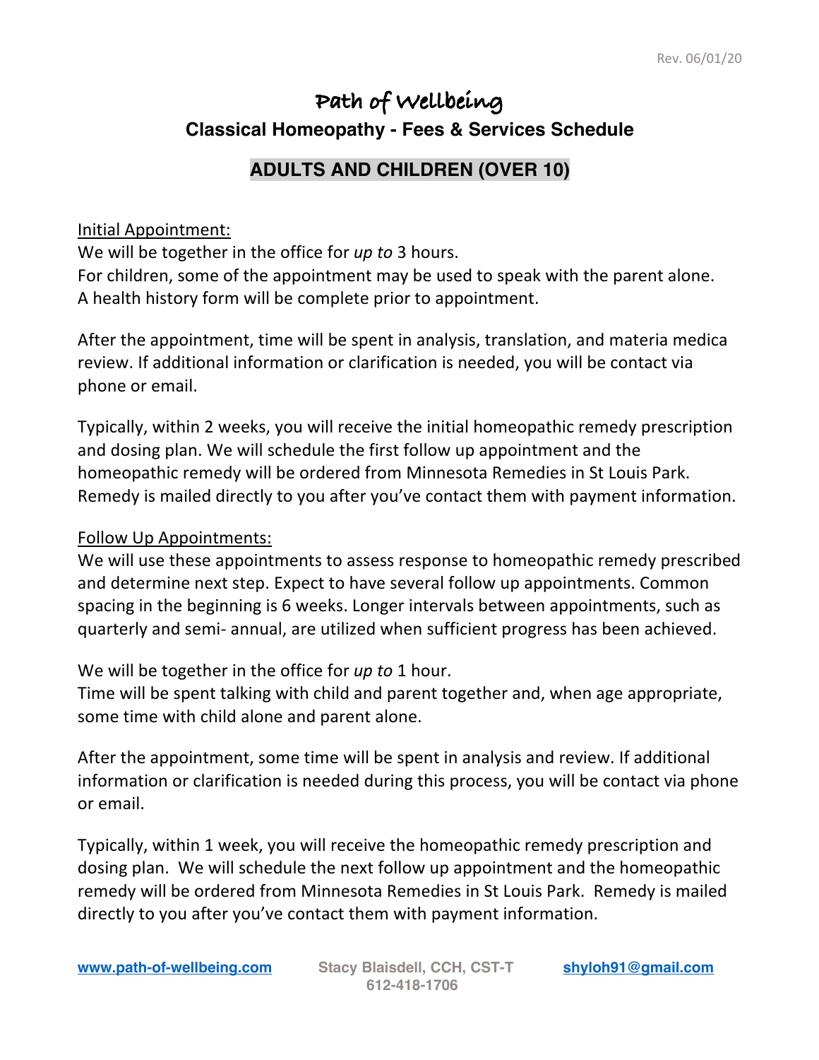Rev. 06/01/20

# Path of Wellbeing

## Classical Homeopathy - Fees & Services Schedule

### ADULTS AND CHILDREN (OVER 10)

Initial Appointment:

We will be together in the office for *up to* 3 hours.
For children, some of the appointment may be used to speak with the parent alone.
A health history form will be complete prior to appointment.

After the appointment, time will be spent in analysis, translation, and materia medica review. If additional information or clarification is needed, you will be contact via phone or email.

Typically, within 2 weeks, you will receive the initial homeopathic remedy prescription and dosing plan. We will schedule the first follow up appointment and the homeopathic remedy will be ordered from Minnesota Remedies in St Louis Park. Remedy is mailed directly to you after you've contact them with payment information.

Follow Up Appointments:

We will use these appointments to assess response to homeopathic remedy prescribed and determine next step. Expect to have several follow up appointments. Common spacing in the beginning is 6 weeks. Longer intervals between appointments, such as quarterly and semi- annual, are utilized when sufficient progress has been achieved.

We will be together in the office for *up to* 1 hour.
Time will be spent talking with child and parent together and, when age appropriate, some time with child alone and parent alone.

After the appointment, some time will be spent in analysis and review. If additional information or clarification is needed during this process, you will be contact via phone or email.

Typically, within 1 week, you will receive the homeopathic remedy prescription and dosing plan. We will schedule the next follow up appointment and the homeopathic remedy will be ordered from Minnesota Remedies in St Louis Park. Remedy is mailed directly to you after you've contact them with payment information.

www.path-of-wellbeing.com Stacy Blaisdell, CCH, CST-T 612-418-1706 shyloh91@gmail.com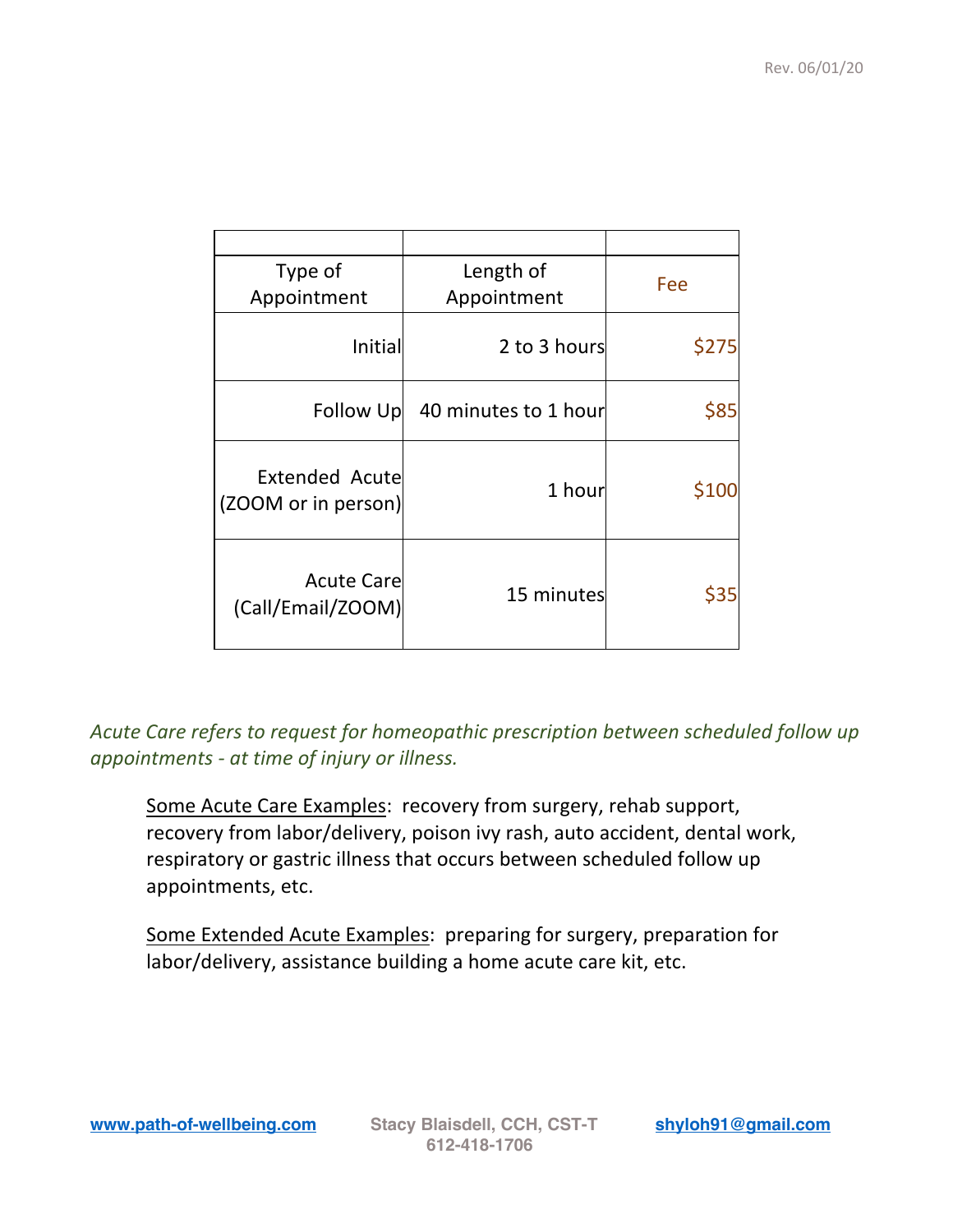Rev. 06/01/20

| Type of Appointment | Length of Appointment | Fee |
|---|---|---|
| Initial | 2 to 3 hours | $275 |
| Follow Up | 40 minutes to 1 hour | $85 |
| Extended Acute (ZOOM or in person) | 1 hour | $100 |
| Acute Care (Call/Email/ZOOM) | 15 minutes | $35 |

*Acute Care refers to request for homeopathic prescription between scheduled follow up appointments - at time of injury or illness.*

Some Acute Care Examples: recovery from surgery, rehab support, recovery from labor/delivery, poison ivy rash, auto accident, dental work, respiratory or gastric illness that occurs between scheduled follow up appointments, etc.

Some Extended Acute Examples: preparing for surgery, preparation for labor/delivery, assistance building a home acute care kit, etc.

www.path-of-wellbeing.com Stacy Blaisdell, CCH, CST-T 612-418-1706 shyloh91@gmail.com